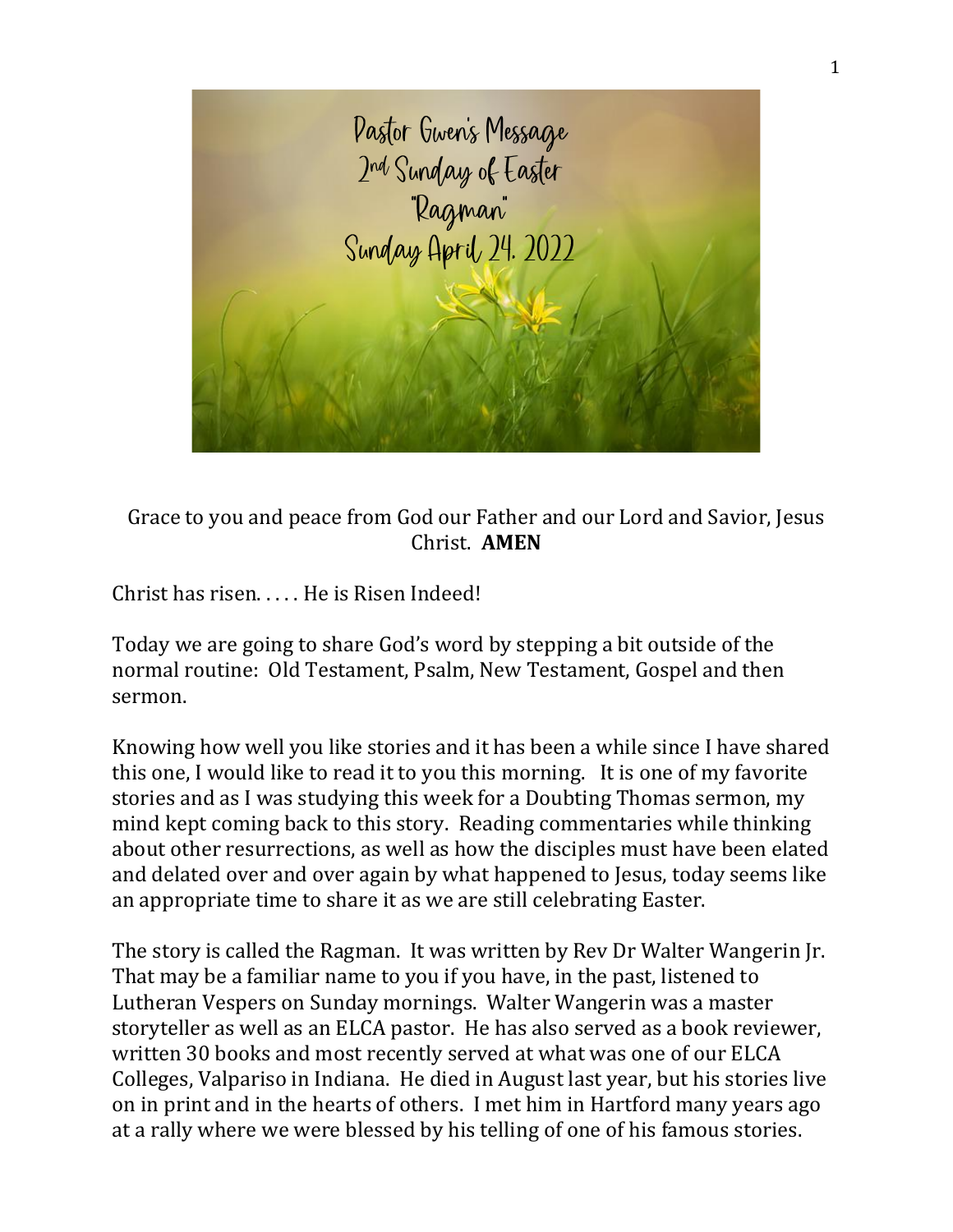# Pastor Gwen's Message
## 2nd Sunday of Easter
## "Ragman"
## Sunday April 24. 2022

Grace to you and peace from God our Father and our Lord and Savior, Jesus Christ. **AMEN**

Christ has risen. . . . . He is Risen Indeed!

Today we are going to share God's word by stepping a bit outside of the normal routine: Old Testament, Psalm, New Testament, Gospel and then sermon.

Knowing how well you like stories and it has been a while since I have shared this one, I would like to read it to you this morning. It is one of my favorite stories and as I was studying this week for a Doubting Thomas sermon, my mind kept coming back to this story. Reading commentaries while thinking about other resurrections, as well as how the disciples must have been elated and delated over and over again by what happened to Jesus, today seems like an appropriate time to share it as we are still celebrating Easter.

The story is called the Ragman. It was written by Rev Dr Walter Wangerin Jr. That may be a familiar name to you if you have, in the past, listened to Lutheran Vespers on Sunday mornings. Walter Wangerin was a master storyteller as well as an ELCA pastor. He has also served as a book reviewer, written 30 books and most recently served at what was one of our ELCA Colleges, Valpariso in Indiana. He died in August last year, but his stories live on in print and in the hearts of others. I met him in Hartford many years ago at a rally where we were blessed by his telling of one of his famous stories.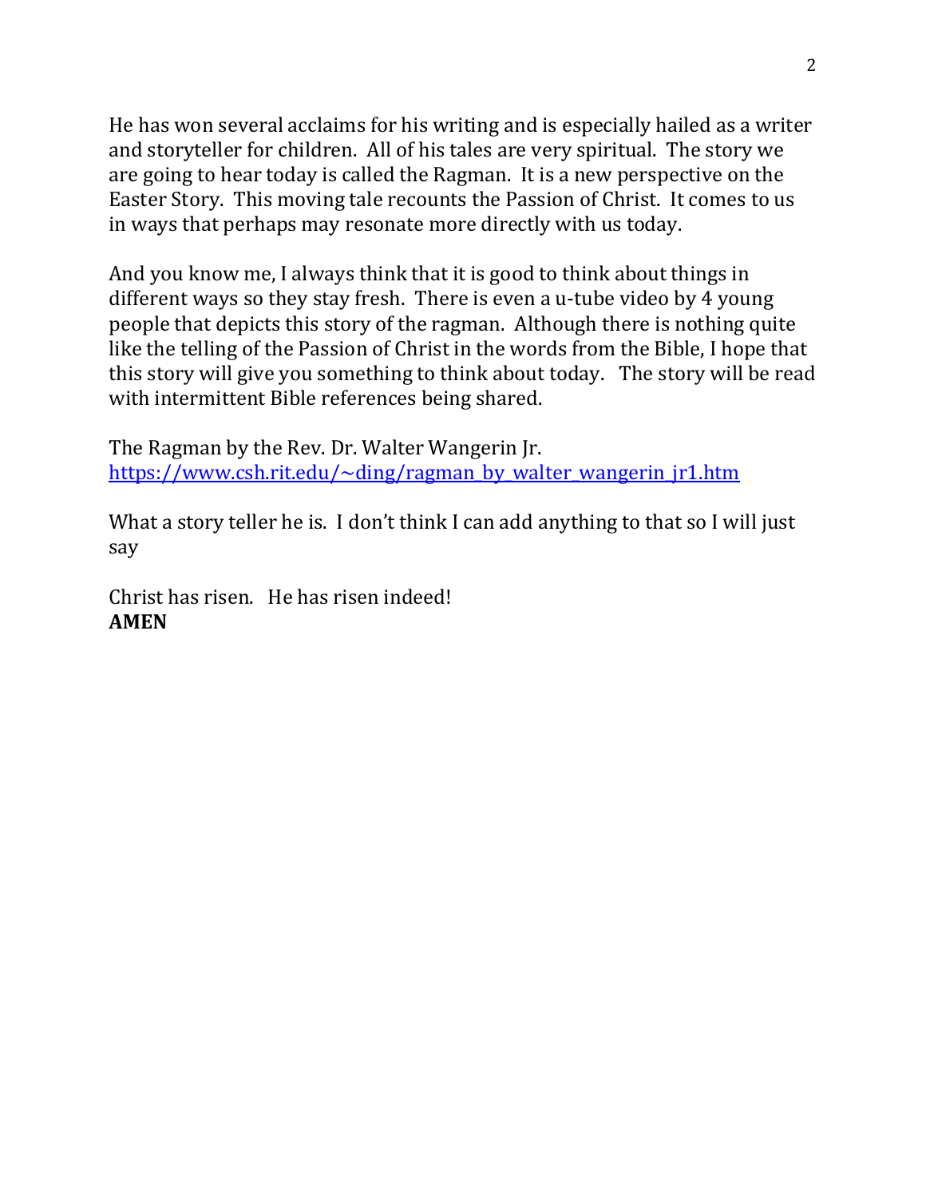He has won several acclaims for his writing and is especially hailed as a writer and storyteller for children. All of his tales are very spiritual. The story we are going to hear today is called the Ragman. It is a new perspective on the Easter Story. This moving tale recounts the Passion of Christ. It comes to us in ways that perhaps may resonate more directly with us today.

And you know me, I always think that it is good to think about things in different ways so they stay fresh. There is even a u-tube video by 4 young people that depicts this story of the ragman. Although there is nothing quite like the telling of the Passion of Christ in the words from the Bible, I hope that this story will give you something to think about today. The story will be read with intermittent Bible references being shared.

The Ragman by the Rev. Dr. Walter Wangerin Jr.
https://www.csh.rit.edu/~ding/ragman_by_walter_wangerin_jr1.htm

What a story teller he is. I don't think I can add anything to that so I will just say

Christ has risen. He has risen indeed!
**AMEN**